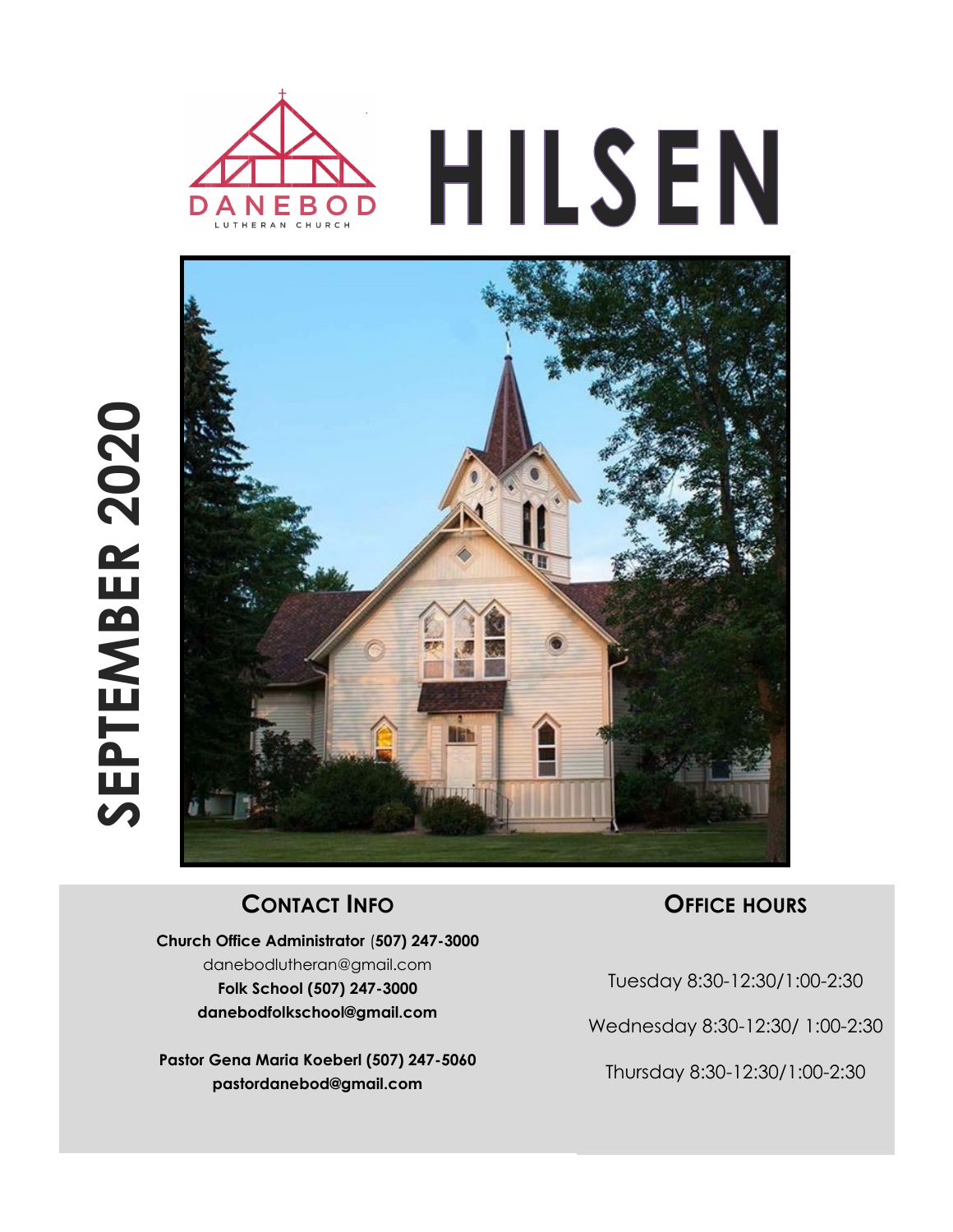DANEBOD LUTHERAN CHURCH

# HILSEN

**SEPTEMBER 2020**

## Contact Info

**Church Office Administrator (507) 247-3000**
danebodlutheran@gmail.com
**Folk School (507) 247-3000**
**danebodfolkschool@gmail.com**

**Pastor Gena Maria Koeberl (507) 247-5060**
**pastordanebod@gmail.com**

## Office Hours

Tuesday 8:30-12:30/1:00-2:30

Wednesday 8:30-12:30/ 1:00-2:30

Thursday 8:30-12:30/1:00-2:30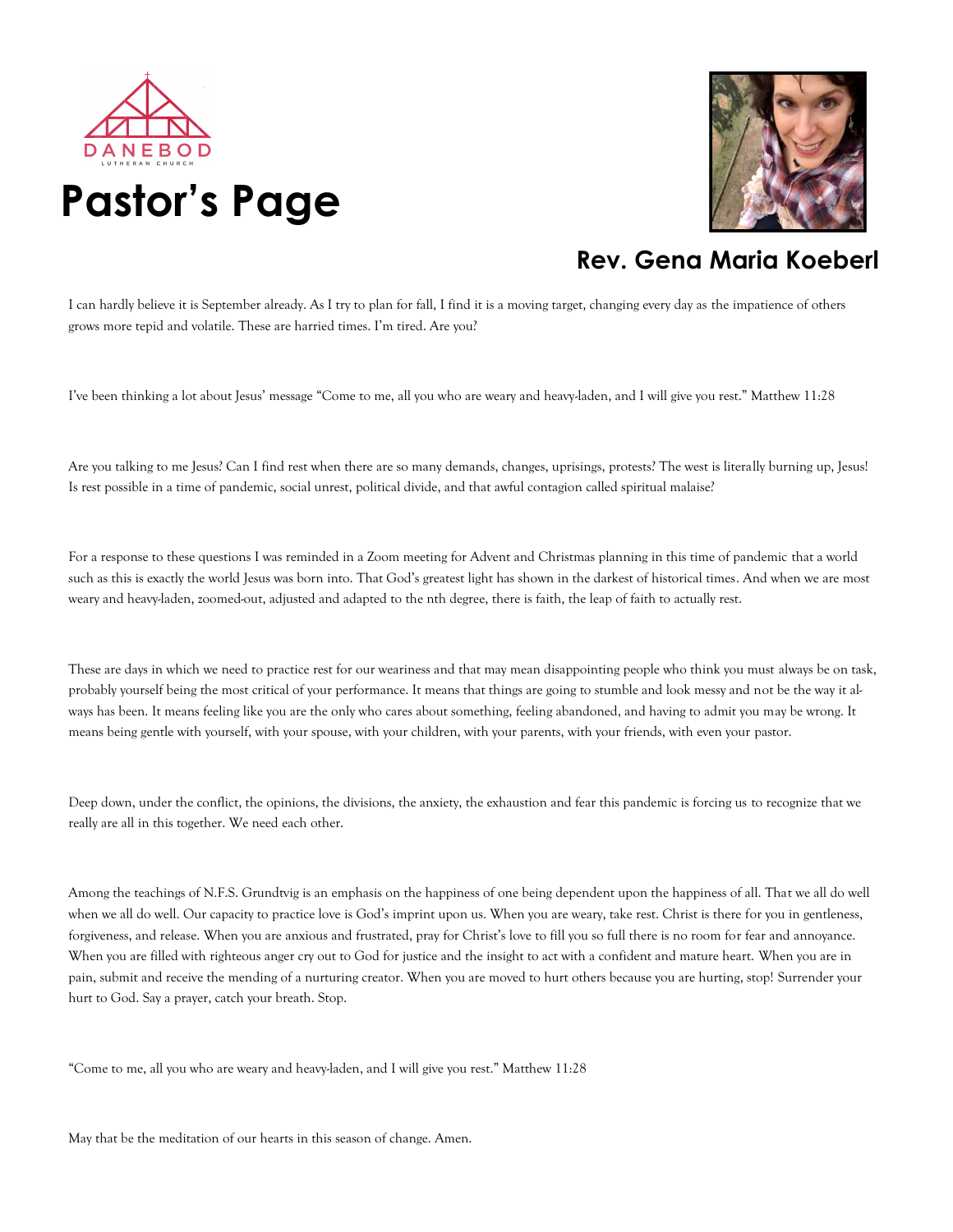DANEBOD
LUTHERAN CHURCH

# Pastor's Page

## Rev. Gena Maria Koeberl

I can hardly believe it is September already. As I try to plan for fall, I find it is a moving target, changing every day as the impatience of others grows more tepid and volatile. These are harried times. I'm tired. Are you?

I've been thinking a lot about Jesus' message "Come to me, all you who are weary and heavy-laden, and I will give you rest." Matthew 11:28

Are you talking to me Jesus? Can I find rest when there are so many demands, changes, uprisings, protests? The west is literally burning up, Jesus! Is rest possible in a time of pandemic, social unrest, political divide, and that awful contagion called spiritual malaise?

For a response to these questions I was reminded in a Zoom meeting for Advent and Christmas planning in this time of pandemic that a world such as this is exactly the world Jesus was born into. That God's greatest light has shown in the darkest of historical times. And when we are most weary and heavy-laden, zoomed-out, adjusted and adapted to the nth degree, there is faith, the leap of faith to actually rest.

These are days in which we need to practice rest for our weariness and that may mean disappointing people who think you must always be on task, probably yourself being the most critical of your performance. It means that things are going to stumble and look messy and not be the way it always has been. It means feeling like you are the only who cares about something, feeling abandoned, and having to admit you may be wrong. It means being gentle with yourself, with your spouse, with your children, with your parents, with your friends, with even your pastor.

Deep down, under the conflict, the opinions, the divisions, the anxiety, the exhaustion and fear this pandemic is forcing us to recognize that we really are all in this together. We need each other.

Among the teachings of N.F.S. Grundtvig is an emphasis on the happiness of one being dependent upon the happiness of all. That we all do well when we all do well. Our capacity to practice love is God's imprint upon us. When you are weary, take rest. Christ is there for you in gentleness, forgiveness, and release. When you are anxious and frustrated, pray for Christ's love to fill you so full there is no room for fear and annoyance. When you are filled with righteous anger cry out to God for justice and the insight to act with a confident and mature heart. When you are in pain, submit and receive the mending of a nurturing creator. When you are moved to hurt others because you are hurting, stop! Surrender your hurt to God. Say a prayer, catch your breath. Stop.

"Come to me, all you who are weary and heavy-laden, and I will give you rest." Matthew 11:28

May that be the meditation of our hearts in this season of change. Amen.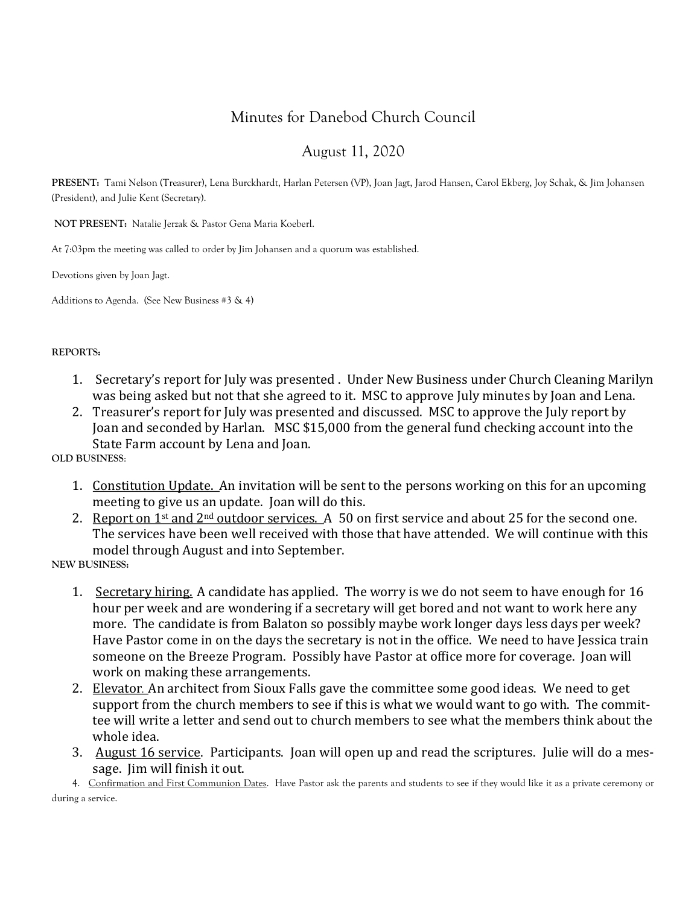# Minutes for Danebod Church Council

## August 11, 2020

**PRESENT:** Tami Nelson (Treasurer), Lena Burckhardt, Harlan Petersen (VP), Joan Jagt, Jarod Hansen, Carol Ekberg, Joy Schak, & Jim Johansen (President), and Julie Kent (Secretary).

**NOT PRESENT:** Natalie Jerzak & Pastor Gena Maria Koeberl.

At 7:03pm the meeting was called to order by Jim Johansen and a quorum was established.

Devotions given by Joan Jagt.

Additions to Agenda. (See New Business #3 & 4)

**REPORTS:**

1. Secretary's report for July was presented . Under New Business under Church Cleaning Marilyn was being asked but not that she agreed to it. MSC to approve July minutes by Joan and Lena.
2. Treasurer's report for July was presented and discussed. MSC to approve the July report by Joan and seconded by Harlan. MSC $15,000 from the general fund checking account into the State Farm account by Lena and Joan.

**OLD BUSINESS:**

1. Constitution Update. An invitation will be sent to the persons working on this for an upcoming meeting to give us an update. Joan will do this.
2. Report on 1st and 2nd outdoor services. A 50 on first service and about 25 for the second one. The services have been well received with those that have attended. We will continue with this model through August and into September.

**NEW BUSINESS:**

1. Secretary hiring. A candidate has applied. The worry is we do not seem to have enough for 16 hour per week and are wondering if a secretary will get bored and not want to work here any more. The candidate is from Balaton so possibly maybe work longer days less days per week? Have Pastor come in on the days the secretary is not in the office. We need to have Jessica train someone on the Breeze Program. Possibly have Pastor at office more for coverage. Joan will work on making these arrangements.
2. Elevator. An architect from Sioux Falls gave the committee some good ideas. We need to get support from the church members to see if this is what we would want to go with. The committee will write a letter and send out to church members to see what the members think about the whole idea.
3. August 16 service. Participants. Joan will open up and read the scriptures. Julie will do a message. Jim will finish it out.
4. Confirmation and First Communion Dates. Have Pastor ask the parents and students to see if they would like it as a private ceremony or during a service.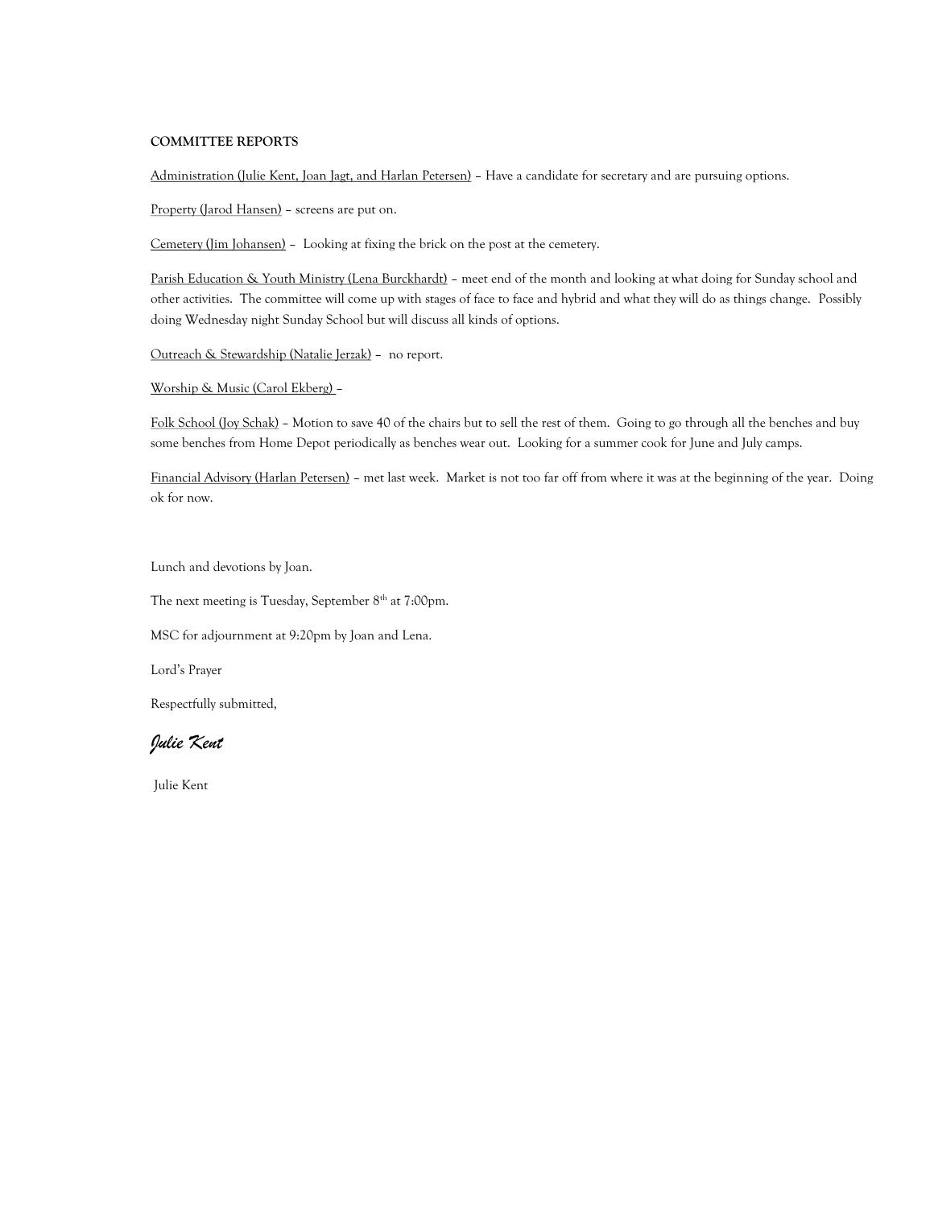**COMMITTEE REPORTS**

Administration (Julie Kent, Joan Jagt, and Harlan Petersen) – Have a candidate for secretary and are pursuing options.

Property (Jarod Hansen) – screens are put on.

Cemetery (Jim Johansen) – Looking at fixing the brick on the post at the cemetery.

Parish Education & Youth Ministry (Lena Burckhardt) – meet end of the month and looking at what doing for Sunday school and other activities. The committee will come up with stages of face to face and hybrid and what they will do as things change. Possibly doing Wednesday night Sunday School but will discuss all kinds of options.

Outreach & Stewardship (Natalie Jerzak) – no report.

Worship & Music (Carol Ekberg) –

Folk School (Joy Schak) – Motion to save 40 of the chairs but to sell the rest of them. Going to go through all the benches and buy some benches from Home Depot periodically as benches wear out. Looking for a summer cook for June and July camps.

Financial Advisory (Harlan Petersen) – met last week. Market is not too far off from where it was at the beginning of the year. Doing ok for now.

Lunch and devotions by Joan.

The next meeting is Tuesday, September 8th at 7:00pm.

MSC for adjournment at 9:20pm by Joan and Lena.

Lord's Prayer

Respectfully submitted,

*Julie Kent*

Julie Kent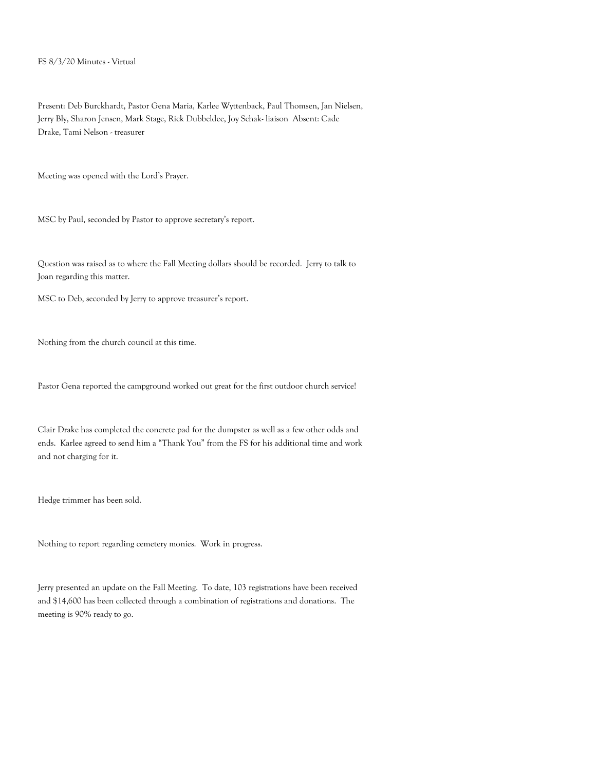FS 8/3/20 Minutes - Virtual

Present: Deb Burckhardt, Pastor Gena Maria, Karlee Wyttenback, Paul Thomsen, Jan Nielsen, Jerry Bly, Sharon Jensen, Mark Stage, Rick Dubbeldee, Joy Schak- liaison Absent: Cade Drake, Tami Nelson - treasurer

Meeting was opened with the Lord's Prayer.

MSC by Paul, seconded by Pastor to approve secretary's report.

Question was raised as to where the Fall Meeting dollars should be recorded. Jerry to talk to Joan regarding this matter.

MSC to Deb, seconded by Jerry to approve treasurer's report.

Nothing from the church council at this time.

Pastor Gena reported the campground worked out great for the first outdoor church service!

Clair Drake has completed the concrete pad for the dumpster as well as a few other odds and ends. Karlee agreed to send him a "Thank You" from the FS for his additional time and work and not charging for it.

Hedge trimmer has been sold.

Nothing to report regarding cemetery monies. Work in progress.

Jerry presented an update on the Fall Meeting. To date, 103 registrations have been received and $14,600 has been collected through a combination of registrations and donations. The meeting is 90% ready to go.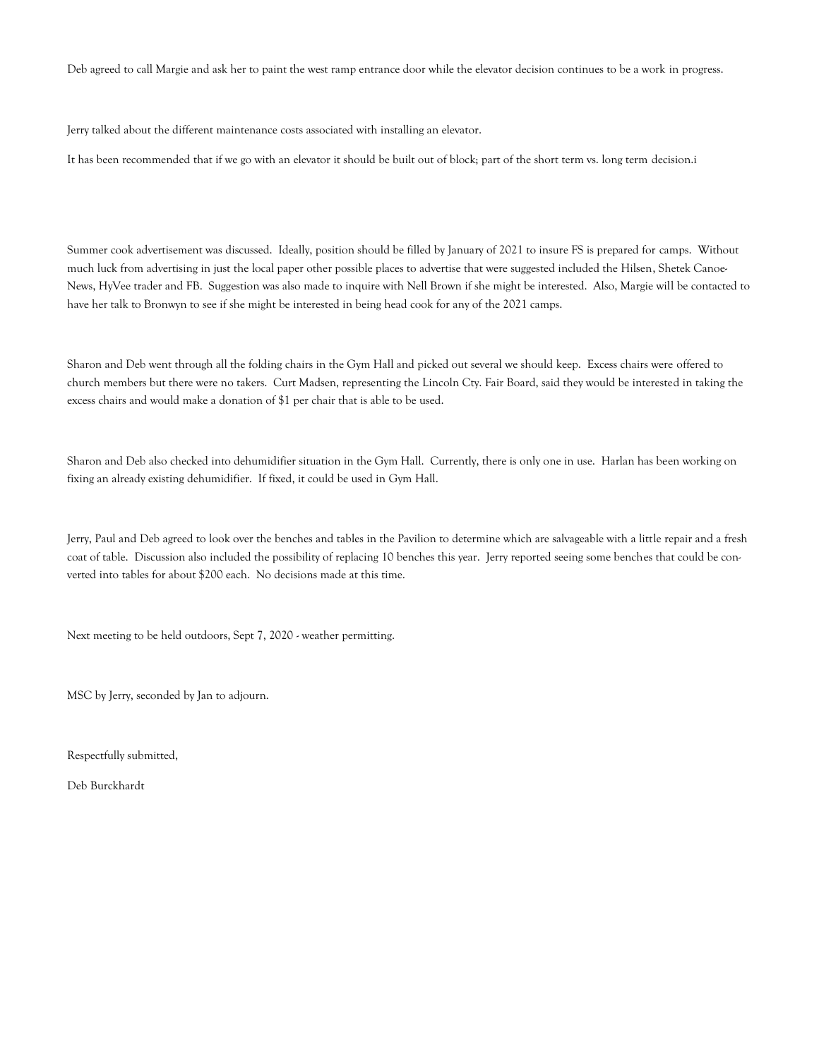Deb agreed to call Margie and ask her to paint the west ramp entrance door while the elevator decision continues to be a work in progress.

Jerry talked about the different maintenance costs associated with installing an elevator.

It has been recommended that if we go with an elevator it should be built out of block; part of the short term vs. long term decision.i

Summer cook advertisement was discussed. Ideally, position should be filled by January of 2021 to insure FS is prepared for camps. Without much luck from advertising in just the local paper other possible places to advertise that were suggested included the Hilsen, Shetek Canoe-News, HyVee trader and FB. Suggestion was also made to inquire with Nell Brown if she might be interested. Also, Margie will be contacted to have her talk to Bronwyn to see if she might be interested in being head cook for any of the 2021 camps.

Sharon and Deb went through all the folding chairs in the Gym Hall and picked out several we should keep. Excess chairs were offered to church members but there were no takers. Curt Madsen, representing the Lincoln Cty. Fair Board, said they would be interested in taking the excess chairs and would make a donation of $1 per chair that is able to be used.

Sharon and Deb also checked into dehumidifier situation in the Gym Hall. Currently, there is only one in use. Harlan has been working on fixing an already existing dehumidifier. If fixed, it could be used in Gym Hall.

Jerry, Paul and Deb agreed to look over the benches and tables in the Pavilion to determine which are salvageable with a little repair and a fresh coat of table. Discussion also included the possibility of replacing 10 benches this year. Jerry reported seeing some benches that could be converted into tables for about $200 each. No decisions made at this time.

Next meeting to be held outdoors, Sept 7, 2020 - weather permitting.

MSC by Jerry, seconded by Jan to adjourn.

Respectfully submitted,

Deb Burckhardt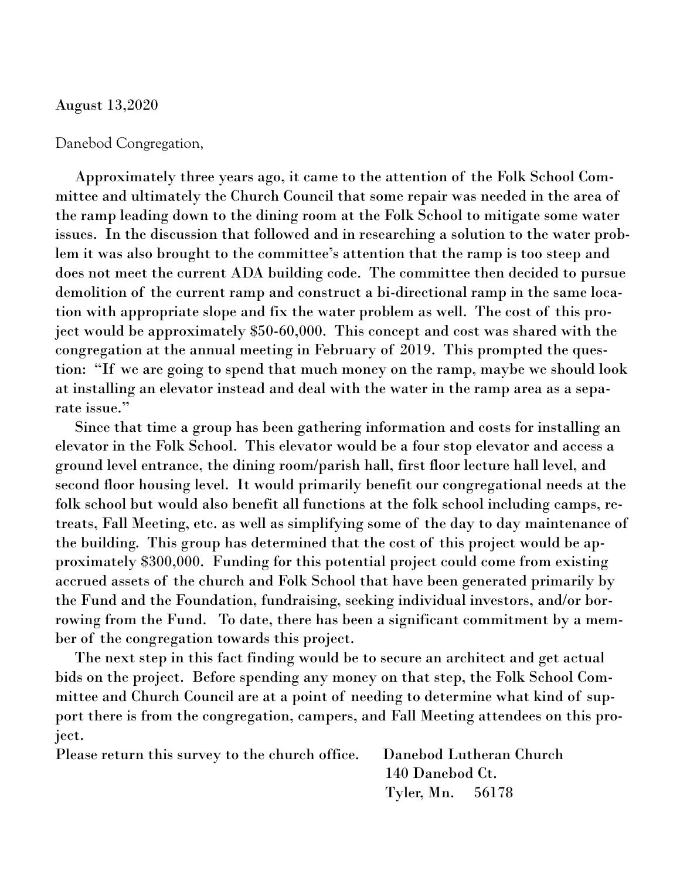August 13,2020

Danebod Congregation,

Approximately three years ago, it came to the attention of the Folk School Committee and ultimately the Church Council that some repair was needed in the area of the ramp leading down to the dining room at the Folk School to mitigate some water issues. In the discussion that followed and in researching a solution to the water problem it was also brought to the committee's attention that the ramp is too steep and does not meet the current ADA building code. The committee then decided to pursue demolition of the current ramp and construct a bi-directional ramp in the same location with appropriate slope and fix the water problem as well. The cost of this project would be approximately $50-60,000. This concept and cost was shared with the congregation at the annual meeting in February of 2019. This prompted the question: "If we are going to spend that much money on the ramp, maybe we should look at installing an elevator instead and deal with the water in the ramp area as a separate issue."

Since that time a group has been gathering information and costs for installing an elevator in the Folk School. This elevator would be a four stop elevator and access a ground level entrance, the dining room/parish hall, first floor lecture hall level, and second floor housing level. It would primarily benefit our congregational needs at the folk school but would also benefit all functions at the folk school including camps, retreats, Fall Meeting, etc. as well as simplifying some of the day to day maintenance of the building. This group has determined that the cost of this project would be approximately $300,000. Funding for this potential project could come from existing accrued assets of the church and Folk School that have been generated primarily by the Fund and the Foundation, fundraising, seeking individual investors, and/or borrowing from the Fund. To date, there has been a significant commitment by a member of the congregation towards this project.

The next step in this fact finding would be to secure an architect and get actual bids on the project. Before spending any money on that step, the Folk School Committee and Church Council are at a point of needing to determine what kind of support there is from the congregation, campers, and Fall Meeting attendees on this project.

Please return this survey to the church office.

Danebod Lutheran Church
140 Danebod Ct.
Tyler, Mn. 56178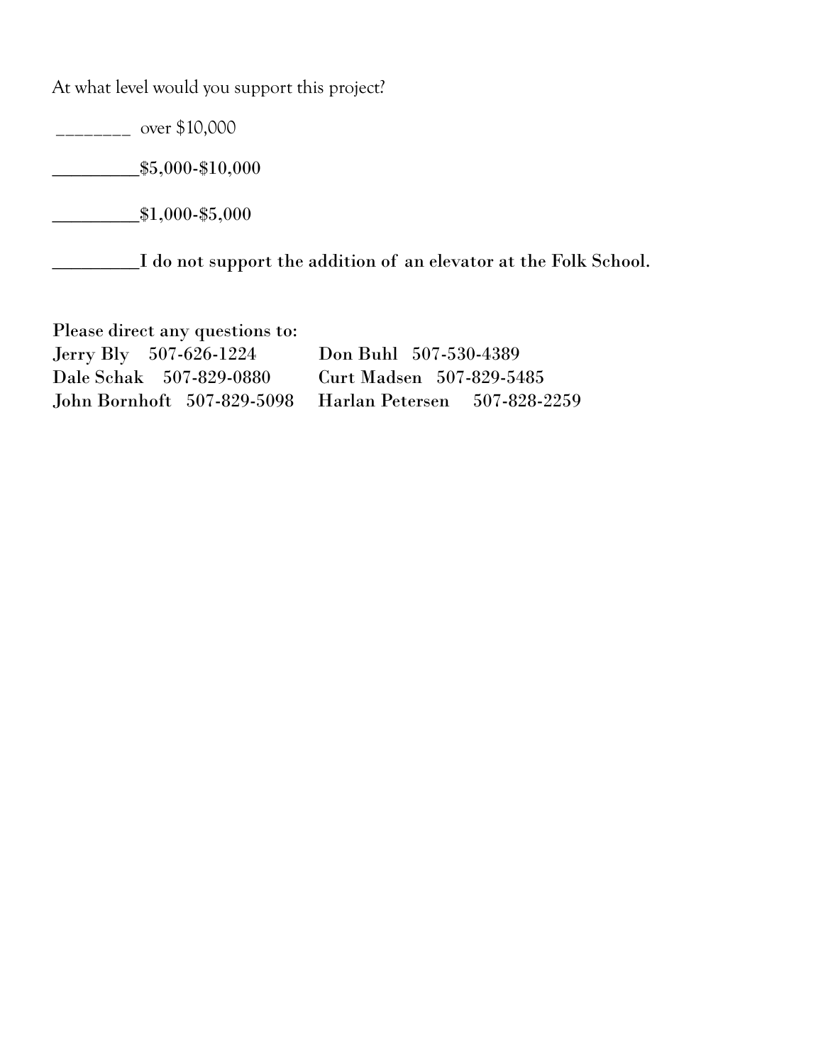At what level would you support this project?

________ over $10,000

**_________$5,000-$10,000**

**_________$1,000-$5,000**

**_________I do not support the addition of an elevator at the Folk School.**

**Please direct any questions to:**

| | |
|---|---|
| **Jerry Bly 507-626-1224** | **Don Buhl 507-530-4389** |
| **Dale Schak 507-829-0880** | **Curt Madsen 507-829-5485** |
| **John Bornhoft 507-829-5098** | **Harlan Petersen 507-828-2259** |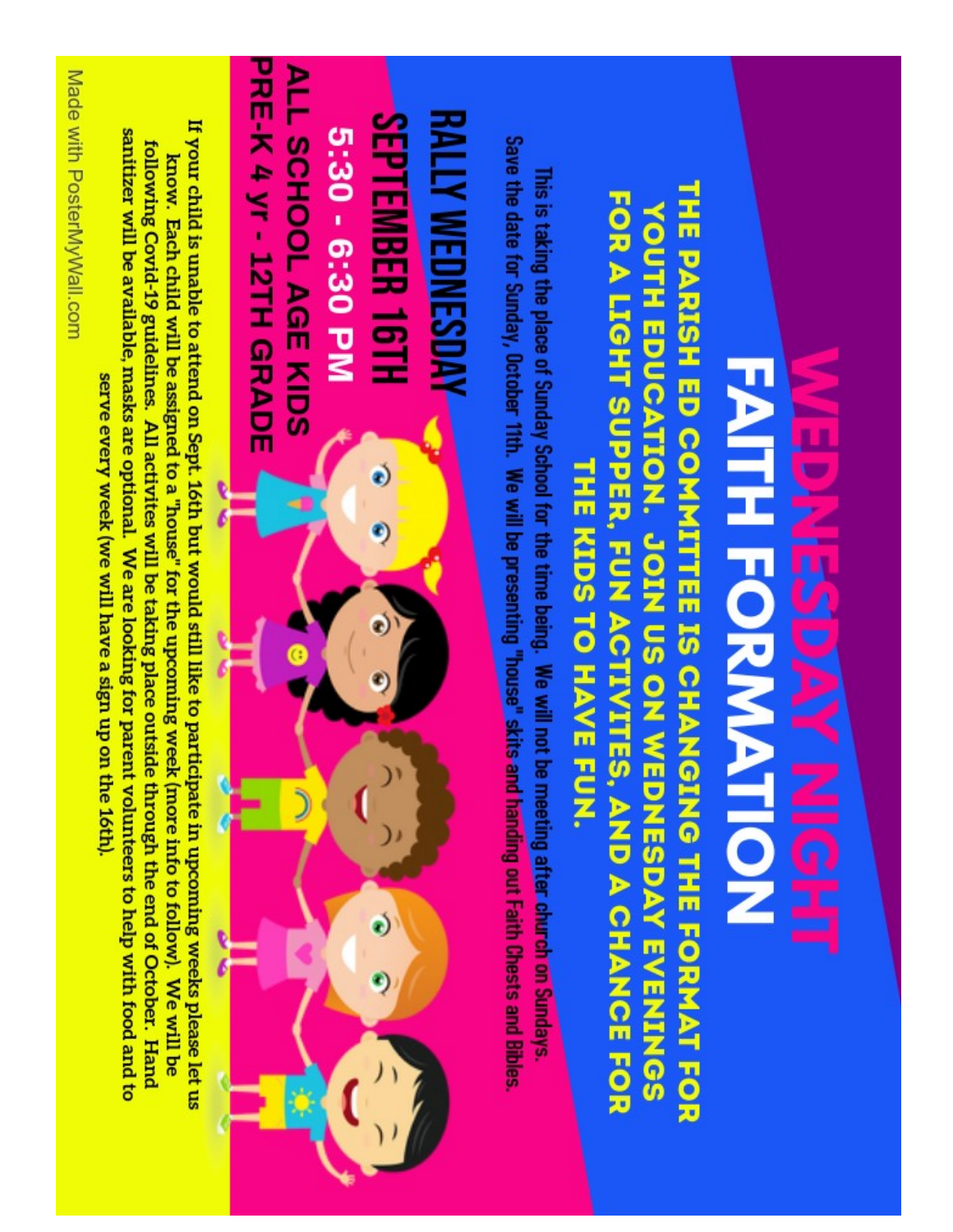# WEDNESDAY NIGHT FAITH FORMATION

## THE PARISH ED COMMITTEE IS CHANGING THE FORMAT FOR YOUTH EDUCATION. JOIN US ON WEDNESDAY EVENINGS FOR A LIGHT SUPPER, FUN ACTIVITES, AND A CHANCE FOR THE KIDS TO HAVE FUN.

This is taking the place of Sunday School for the time being. We will not be meeting after church on Sundays. Save the date for Sunday, October 11th. We will be presenting "house" skits and handing out Faith Chests and Bibles.

## RALLY WEDNESDAY SEPTEMBER 16TH

## 5:30 - 6:30 PM

## ALL SCHOOL AGE KIDS PRE-K 4 yr - 12TH GRADE

If your child is unable to attend on Sept. 16th but would still like to participate in upcoming weeks please let us know. Each child will be assigned to a "house" for the upcoming week (more info to follow). We will be following Covid-19 guidelines. All activites will be taking place outside through the end of October. Hand sanitizer will be available, masks are optional. We are looking for parent volunteers to help with food and to serve every week (we will have a sign up on the 16th).

Made with PosterMyWall.com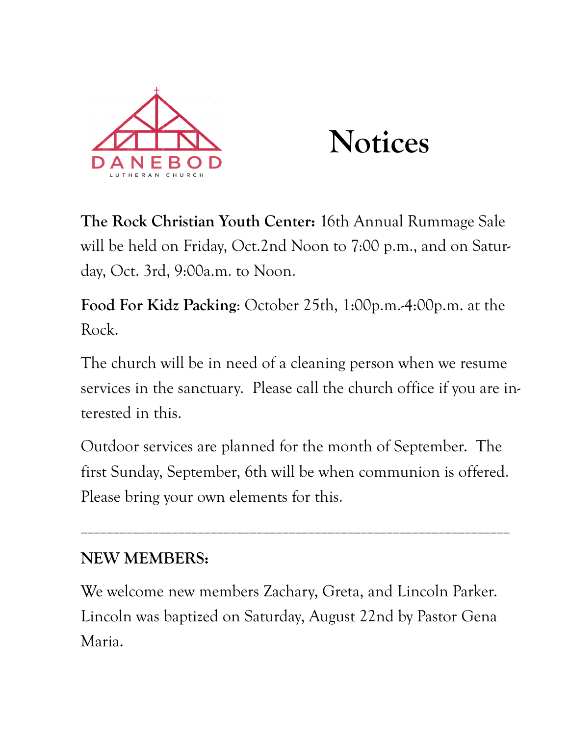# Notices

**The Rock Christian Youth Center:** 16th Annual Rummage Sale will be held on Friday, Oct.2nd Noon to 7:00 p.m., and on Saturday, Oct. 3rd, 9:00a.m. to Noon.

**Food For Kidz Packing**: October 25th, 1:00p.m.-4:00p.m. at the Rock.

The church will be in need of a cleaning person when we resume services in the sanctuary. Please call the church office if you are interested in this.

Outdoor services are planned for the month of September. The first Sunday, September, 6th will be when communion is offered. Please bring your own elements for this.

---

**NEW MEMBERS:**

We welcome new members Zachary, Greta, and Lincoln Parker. Lincoln was baptized on Saturday, August 22nd by Pastor Gena Maria.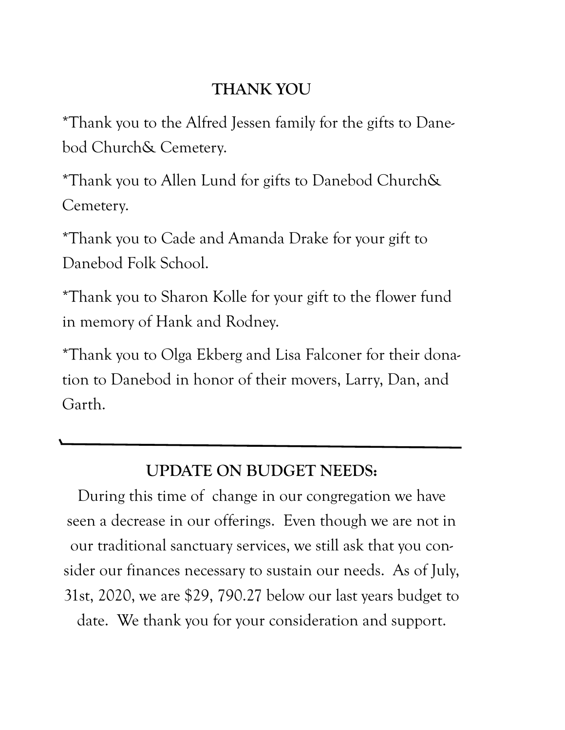## THANK YOU

*Thank you to the Alfred Jessen family for the gifts to Danebod Church& Cemetery.

*Thank you to Allen Lund for gifts to Danebod Church& Cemetery.

*Thank you to Cade and Amanda Drake for your gift to Danebod Folk School.

*Thank you to Sharon Kolle for your gift to the flower fund in memory of Hank and Rodney.

*Thank you to Olga Ekberg and Lisa Falconer for their donation to Danebod in honor of their movers, Larry, Dan, and Garth.

---

## UPDATE ON BUDGET NEEDS:

During this time of change in our congregation we have seen a decrease in our offerings. Even though we are not in our traditional sanctuary services, we still ask that you consider our finances necessary to sustain our needs. As of July, 31st, 2020, we are $29, 790.27 below our last years budget to date. We thank you for your consideration and support.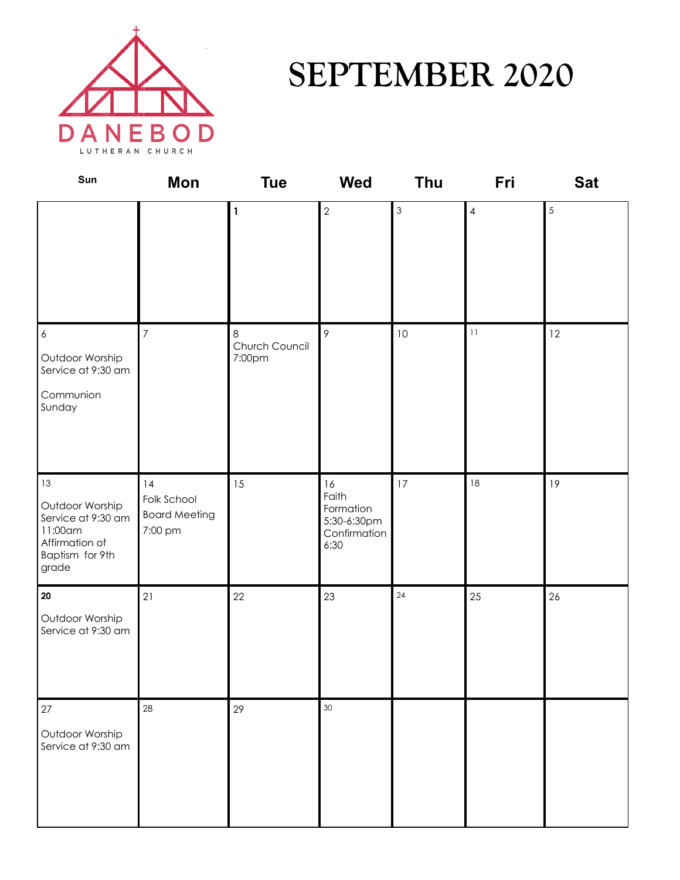DANEBOD

LUTHERAN CHURCH

# SEPTEMBER 2020

| Sun | Mon | Tue | Wed | Thu | Fri | Sat |
|---|---|---|---|---|---|---|
| | | 1 | 2 | 3 | 4 | 5 |
| 6<br>Outdoor Worship Service at 9:30 am<br>Communion Sunday | 7 | 8<br>Church Council 7:00pm | 9 | 10 | 11 | 12 |
| 13<br>Outdoor Worship Service at 9:30 am<br>11:00am Affirmation of Baptism for 9th grade | 14<br>Folk School Board Meeting 7:00 pm | 15 | 16<br>Faith Formation 5:30-6:30pm<br>Confirmation 6:30 | 17 | 18 | 19 |
| 20<br>Outdoor Worship Service at 9:30 am | 21 | 22 | 23 | 24 | 25 | 26 |
| 27<br>Outdoor Worship Service at 9:30 am | 28 | 29 | 30 | | | |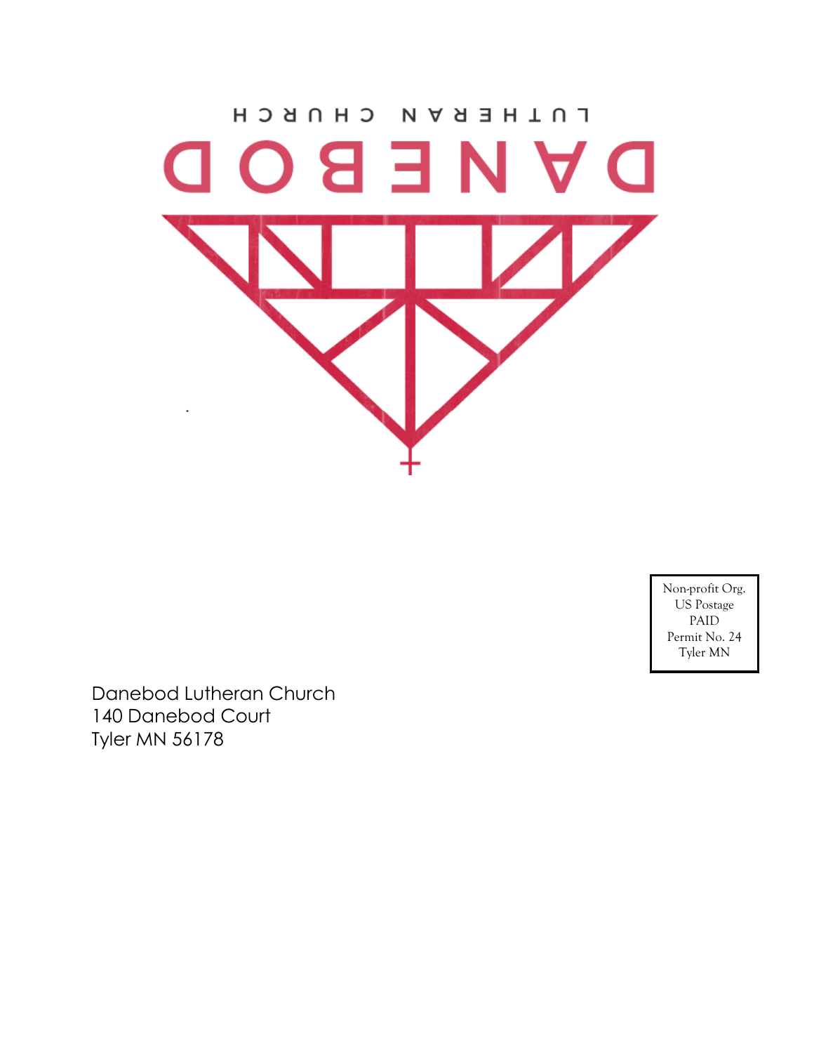LUTHERAN CHURCH

DANEBOD

Non-profit Org.
US Postage
PAID
Permit No. 24
Tyler MN

Danebod Lutheran Church
140 Danebod Court
Tyler MN 56178